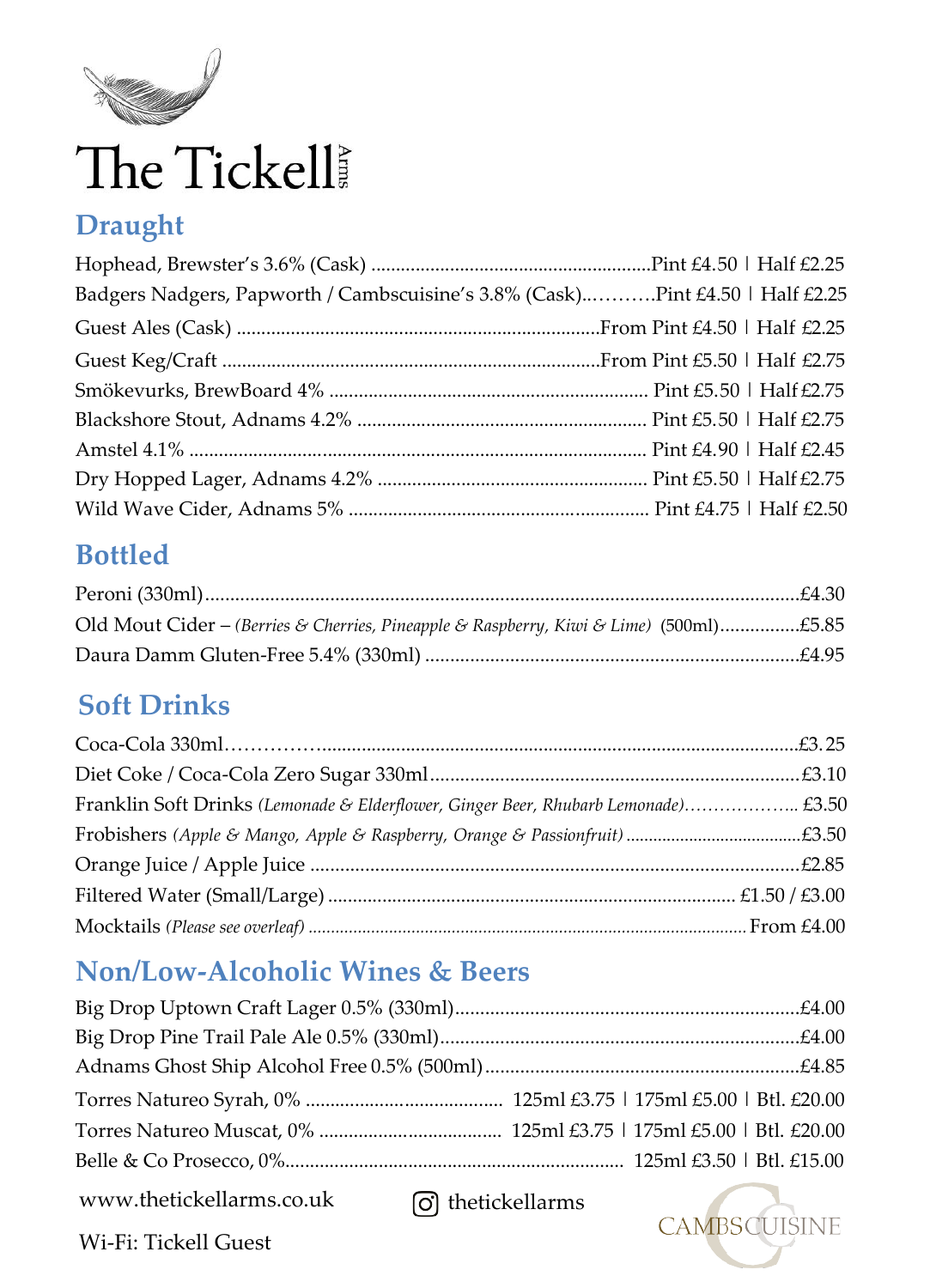# The Tickell Arms

## Draught

Hophead, Brewster's 3.6% (Cask) ........................................................Pint £4.50 | Half £2.25

Badgers Nadgers, Papworth / Cambscuisine's 3.8% (Cask)...........Pint £4.50 | Half £2.25

Guest Ales (Cask) ........................................................................From Pint £4.50 | Half £2.25

Guest Keg/Craft ..........................................................................From Pint £5.50 | Half £2.75

Smökevurks, BrewBoard 4% ................................................................ Pint £5.50 | Half £2.75

Blackshore Stout, Adnams 4.2% .......................................................... Pint £5.50 | Half £2.75

Amstel 4.1% ........................................................................................ Pint £4.90 | Half £2.45

Dry Hopped Lager, Adnams 4.2% ....................................................... Pint £5.50 | Half £2.75

Wild Wave Cider, Adnams 5% ............................................................ Pint £4.75 | Half £2.50

## Bottled

Peroni (330ml).......................................................................................................£4.30

Old Mout Cider – *(Berries & Cherries, Pineapple & Raspberry, Kiwi & Lime)* (500ml)................£5.85

Daura Damm Gluten-Free 5.4% (330ml) ..........................................................................£4.95

## Soft Drinks

Coca-Cola 330ml.......................................................................................................£3.25

Diet Coke / Coca-Cola Zero Sugar 330ml.........................................................................£3.10

Franklin Soft Drinks *(Lemonade & Elderflower, Ginger Beer, Rhubarb Lemonade)*..................... £3.50

Frobishers *(Apple & Mango, Apple & Raspberry, Orange & Passionfruit)* ......................................£3.50

Orange Juice / Apple Juice ..................................................................................£2.85

Filtered Water (Small/Large) .................................................................................. £1.50 / £3.00

Mocktails *(Please see overleaf)* ................................................................................ From £4.00

## Non/Low-Alcoholic Wines & Beers

Big Drop Uptown Craft Lager 0.5% (330ml)....................................................................£4.00

Big Drop Pine Trail Pale Ale 0.5% (330ml).......................................................................£4.00

Adnams Ghost Ship Alcohol Free 0.5% (500ml)...............................................................£4.85

Torres Natureo Syrah, 0% ........................................ 125ml £3.75 | 175ml £5.00 | Btl. £20.00

Torres Natureo Muscat, 0% ..................................... 125ml £3.75 | 175ml £5.00 | Btl. £20.00

Belle & Co Prosecco, 0%.................................................................... 125ml £3.50 | Btl. £15.00

www.thetickellarms.co.uk

thetickellarms

Wi-Fi: Tickell Guest

CAMBSCUISINE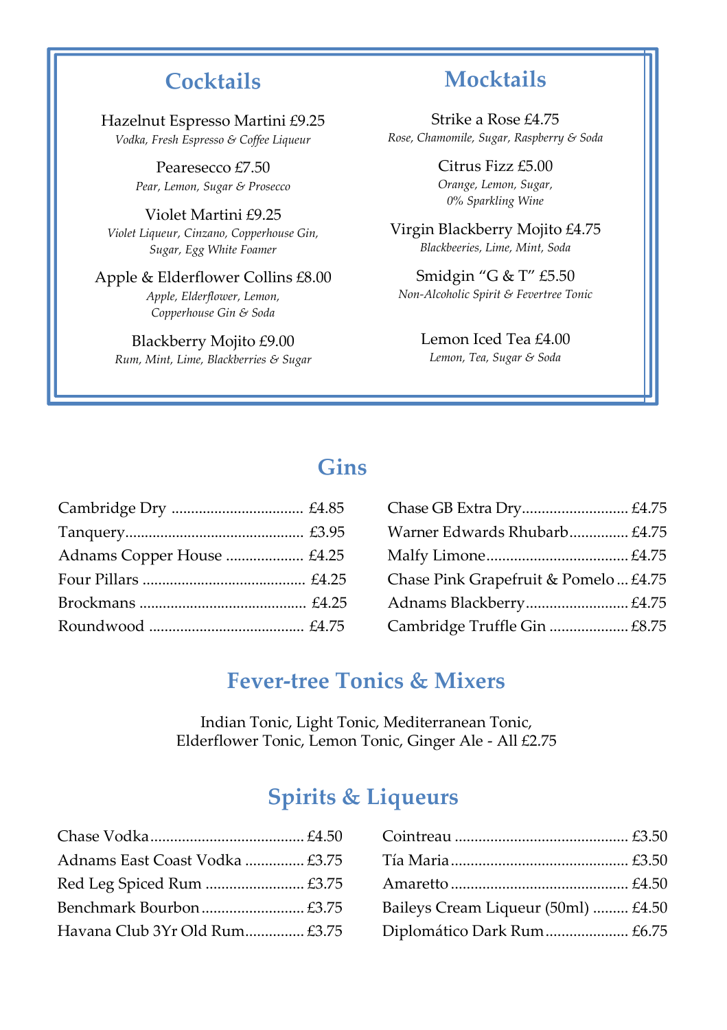## Cocktails

Hazelnut Espresso Martini £9.25
*Vodka, Fresh Espresso & Coffee Liqueur*

Pearesecco £7.50
*Pear, Lemon, Sugar & Prosecco*

Violet Martini £9.25
*Violet Liqueur, Cinzano, Copperhouse Gin, Sugar, Egg White Foamer*

Apple & Elderflower Collins £8.00
*Apple, Elderflower, Lemon, Copperhouse Gin & Soda*

Blackberry Mojito £9.00
*Rum, Mint, Lime, Blackberries & Sugar*

## Mocktails

Strike a Rose £4.75
*Rose, Chamomile, Sugar, Raspberry & Soda*

Citrus Fizz £5.00
*Orange, Lemon, Sugar, 0% Sparkling Wine*

Virgin Blackberry Mojito £4.75
*Blackbeeries, Lime, Mint, Soda*

Smidgin "G & T" £5.50
*Non-Alcoholic Spirit & Fevertree Tonic*

Lemon Iced Tea £4.00
*Lemon, Tea, Sugar & Soda*

## Gins

Cambridge Dry .................. £4.85
Tanquery .................. £3.95
Adnams Copper House .................. £4.25
Four Pillars .................. £4.25
Brockmans .................. £4.25
Roundwood .................. £4.75
Chase GB Extra Dry .................. £4.75
Warner Edwards Rhubarb .................. £4.75
Malfy Limone .................. £4.75
Chase Pink Grapefruit & Pomelo ... £4.75
Adnams Blackberry .................. £4.75
Cambridge Truffle Gin .................. £8.75

## Fever-tree Tonics & Mixers

Indian Tonic, Light Tonic, Mediterranean Tonic,
Elderflower Tonic, Lemon Tonic, Ginger Ale - All £2.75

## Spirits & Liqueurs

Chase Vodka .................. £4.50
Adnams East Coast Vodka .................. £3.75
Red Leg Spiced Rum .................. £3.75
Benchmark Bourbon .................. £3.75
Havana Club 3Yr Old Rum .................. £3.75
Cointreau .................. £3.50
Tía Maria .................. £3.50
Amaretto .................. £4.50
Baileys Cream Liqueur (50ml) .................. £4.50
Diplomático Dark Rum .................. £6.75